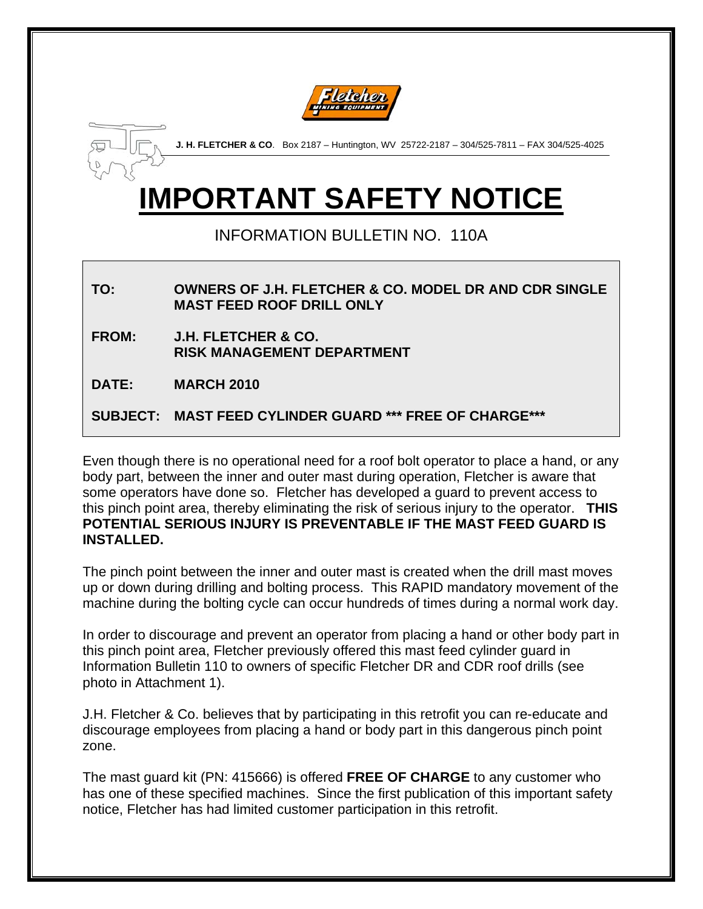**J. H. FLETCHER & CO**. Box 2187 – Huntington, WV 25722-2187 – 304/525-7811 – FAX 304/525-4025

# IMPORTANT SAFETY NOTICE

INFORMATION BULLETIN NO. 110A

**TO:** **OWNERS OF J.H. FLETCHER & CO. MODEL DR AND CDR SINGLE MAST FEED ROOF DRILL ONLY**

**FROM:** **J.H. FLETCHER & CO. RISK MANAGEMENT DEPARTMENT**

**DATE:** **MARCH 2010**

**SUBJECT:** **MAST FEED CYLINDER GUARD *** FREE OF CHARGE*****

Even though there is no operational need for a roof bolt operator to place a hand, or any body part, between the inner and outer mast during operation, Fletcher is aware that some operators have done so. Fletcher has developed a guard to prevent access to this pinch point area, thereby eliminating the risk of serious injury to the operator. **THIS POTENTIAL SERIOUS INJURY IS PREVENTABLE IF THE MAST FEED GUARD IS INSTALLED.**

The pinch point between the inner and outer mast is created when the drill mast moves up or down during drilling and bolting process. This RAPID mandatory movement of the machine during the bolting cycle can occur hundreds of times during a normal work day.

In order to discourage and prevent an operator from placing a hand or other body part in this pinch point area, Fletcher previously offered this mast feed cylinder guard in Information Bulletin 110 to owners of specific Fletcher DR and CDR roof drills (see photo in Attachment 1).

J.H. Fletcher & Co. believes that by participating in this retrofit you can re-educate and discourage employees from placing a hand or body part in this dangerous pinch point zone.

The mast guard kit (PN: 415666) is offered **FREE OF CHARGE** to any customer who has one of these specified machines. Since the first publication of this important safety notice, Fletcher has had limited customer participation in this retrofit.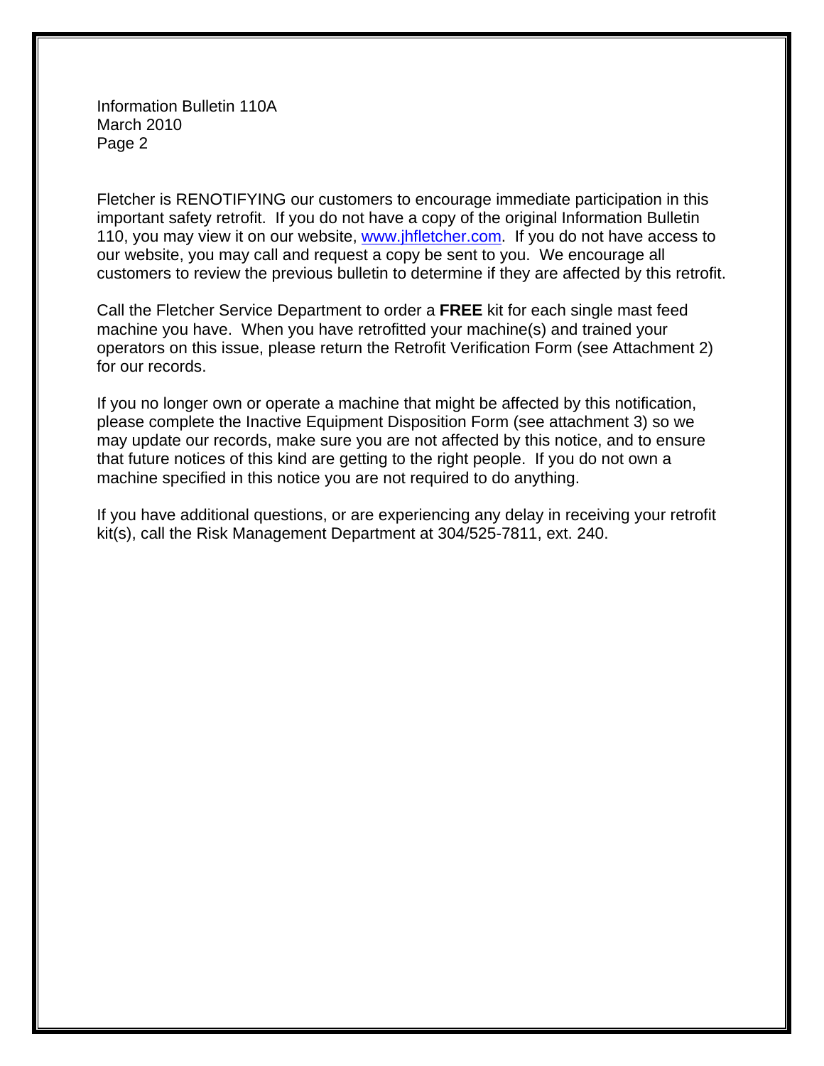Information Bulletin 110A
March 2010
Page 2

Fletcher is RENOTIFYING our customers to encourage immediate participation in this important safety retrofit. If you do not have a copy of the original Information Bulletin 110, you may view it on our website, [www.jhfletcher.com](http://www.jhfletcher.com). If you do not have access to our website, you may call and request a copy be sent to you. We encourage all customers to review the previous bulletin to determine if they are affected by this retrofit.

Call the Fletcher Service Department to order a **FREE** kit for each single mast feed machine you have. When you have retrofitted your machine(s) and trained your operators on this issue, please return the Retrofit Verification Form (see Attachment 2) for our records.

If you no longer own or operate a machine that might be affected by this notification, please complete the Inactive Equipment Disposition Form (see attachment 3) so we may update our records, make sure you are not affected by this notice, and to ensure that future notices of this kind are getting to the right people. If you do not own a machine specified in this notice you are not required to do anything.

If you have additional questions, or are experiencing any delay in receiving your retrofit kit(s), call the Risk Management Department at 304/525-7811, ext. 240.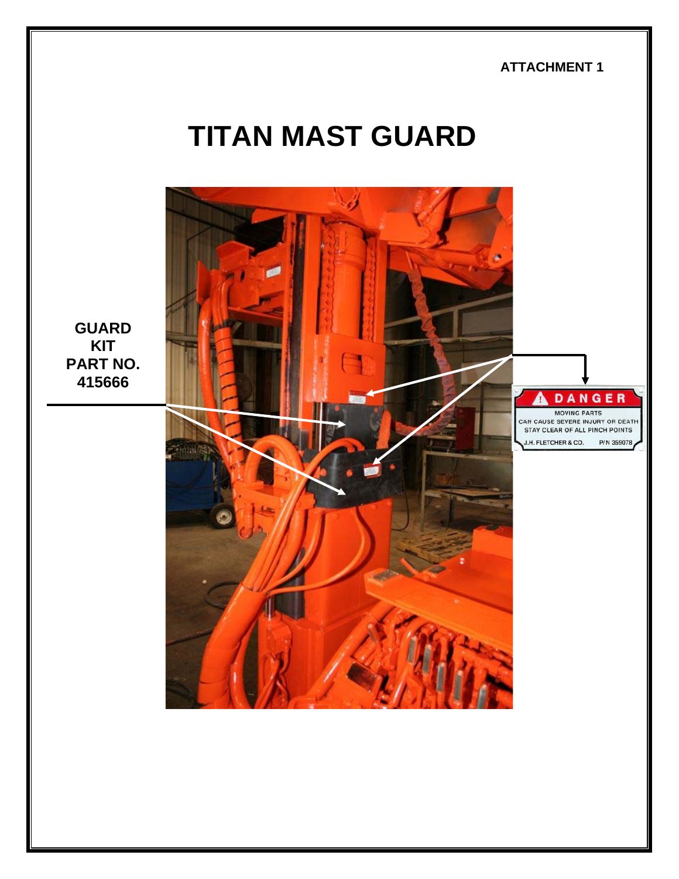ATTACHMENT 1

# TITAN MAST GUARD

**GUARD KIT PART NO. 415666**

**DANGER**

MOVING PARTS
CAN CAUSE SEVERE INJURY OR DEATH
STAY CLEAR OF ALL PINCH POINTS

J.H. FLETCHER & CO. P/N 359078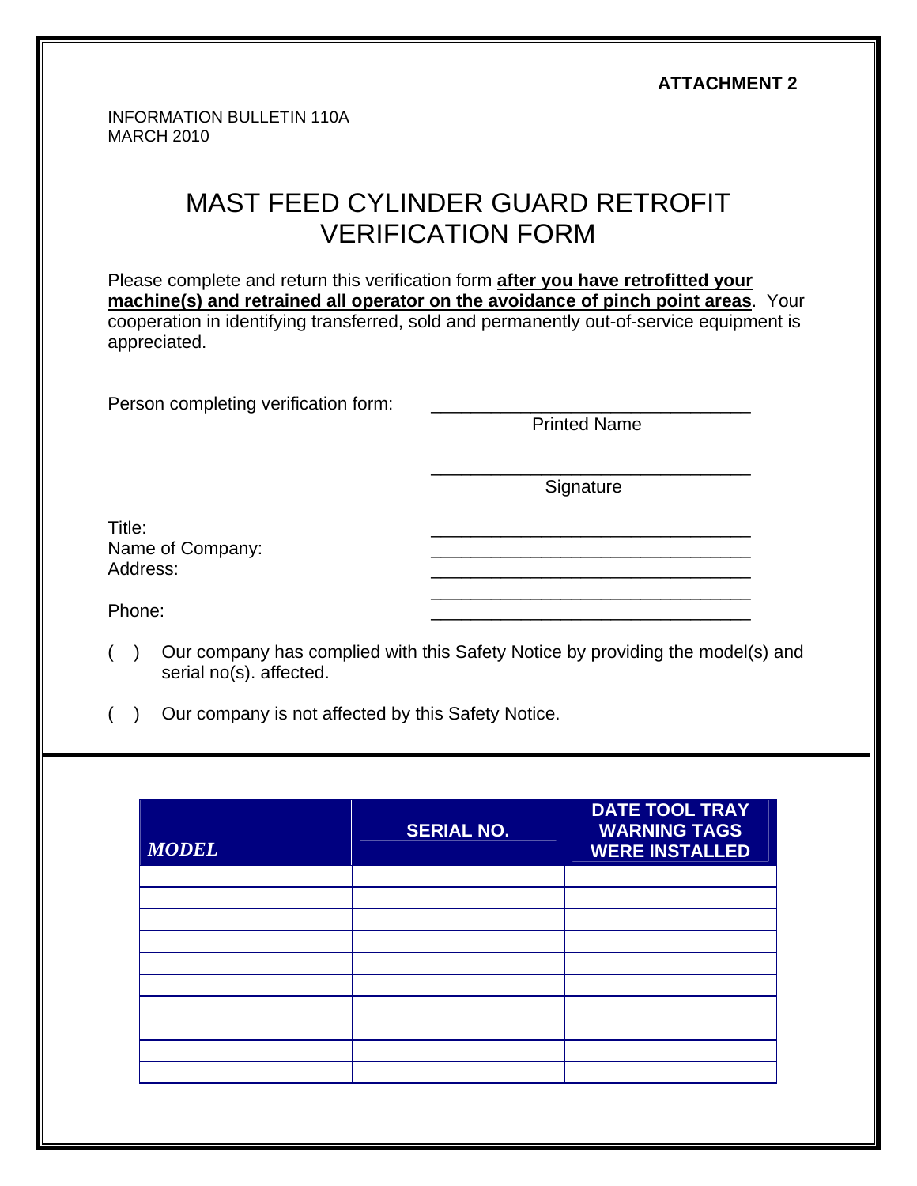**ATTACHMENT 2**

INFORMATION BULLETIN 110A
MARCH 2010

# MAST FEED CYLINDER GUARD RETROFIT VERIFICATION FORM

Please complete and return this verification form **after you have retrofitted your machine(s) and retrained all operator on the avoidance of pinch point areas**. Your cooperation in identifying transferred, sold and permanently out-of-service equipment is appreciated.

Person completing verification form: ________________________________
Printed Name

________________________________
Signature

Title: ________________________________
Name of Company: ________________________________
Address: ________________________________
________________________________
Phone: ________________________________

( ) Our company has complied with this Safety Notice by providing the model(s) and serial no(s). affected.

( ) Our company is not affected by this Safety Notice.

| *MODEL* | SERIAL NO. | DATE TOOL TRAY WARNING TAGS WERE INSTALLED |
|---|---|---|
| | | |
| | | |
| | | |
| | | |
| | | |
| | | |
| | | |
| | | |
| | | |
| | | |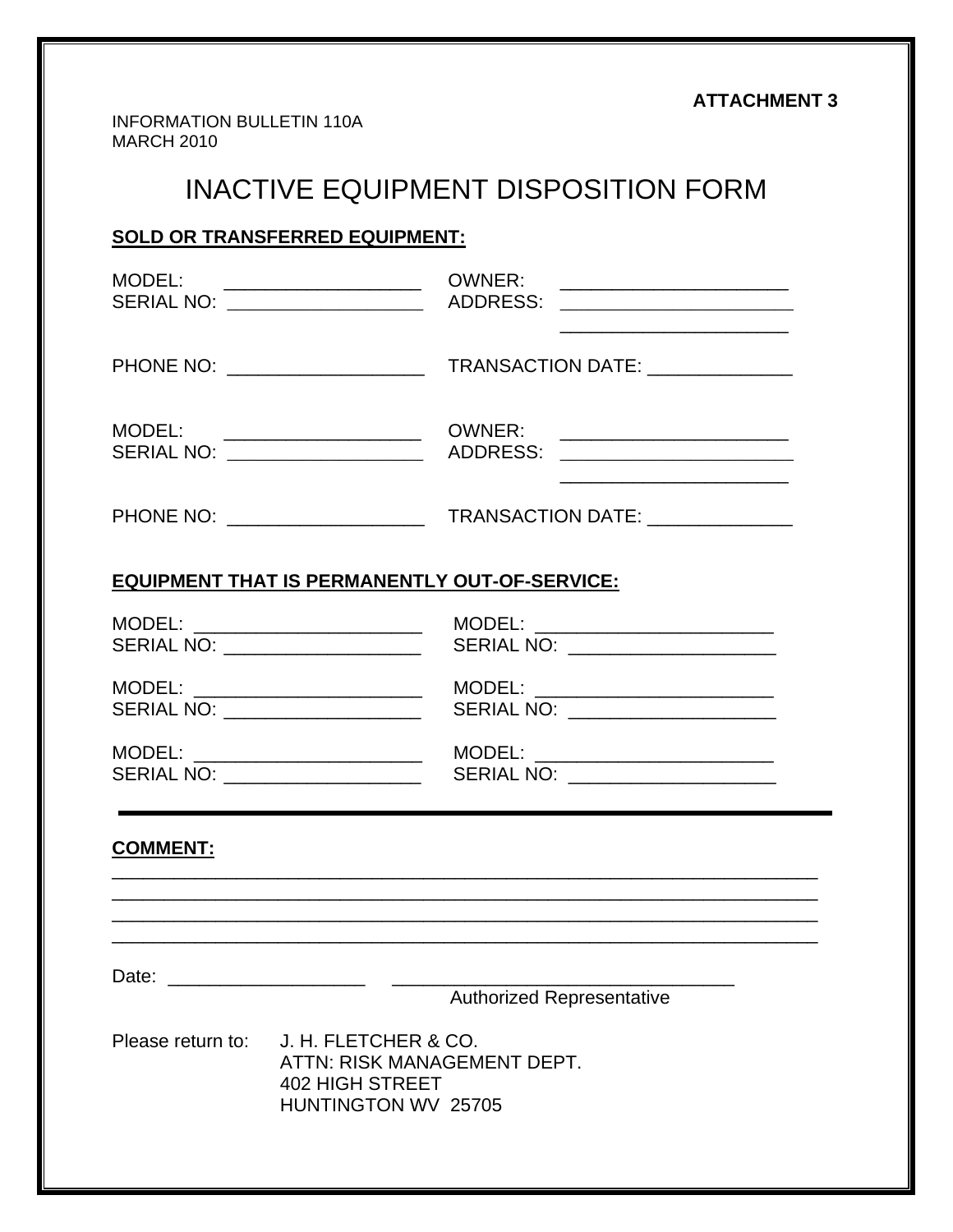**ATTACHMENT 3**

INFORMATION BULLETIN 110A
MARCH 2010

# INACTIVE EQUIPMENT DISPOSITION FORM

**SOLD OR TRANSFERRED EQUIPMENT:**

MODEL: ___________________ OWNER: ______________________
SERIAL NO: ___________________ ADDRESS: _______________________
_______________________

PHONE NO: ___________________ TRANSACTION DATE: ______________

MODEL: ___________________ OWNER: ______________________
SERIAL NO: ___________________ ADDRESS: _______________________
_______________________

PHONE NO: ___________________ TRANSACTION DATE: ______________

**EQUIPMENT THAT IS PERMANENTLY OUT-OF-SERVICE:**

MODEL: ______________________ MODEL: _______________________
SERIAL NO: ___________________ SERIAL NO: ____________________

MODEL: ______________________ MODEL: _______________________
SERIAL NO: ___________________ SERIAL NO: ____________________

MODEL: ______________________ MODEL: _______________________
SERIAL NO: ___________________ SERIAL NO: ____________________

---

**COMMENT:**

_____________________________________________________________________
_____________________________________________________________________
_____________________________________________________________________
_____________________________________________________________________

Date: ___________________ _________________________________
Authorized Representative

Please return to: J. H. FLETCHER & CO.
ATTN: RISK MANAGEMENT DEPT.
402 HIGH STREET
HUNTINGTON WV 25705